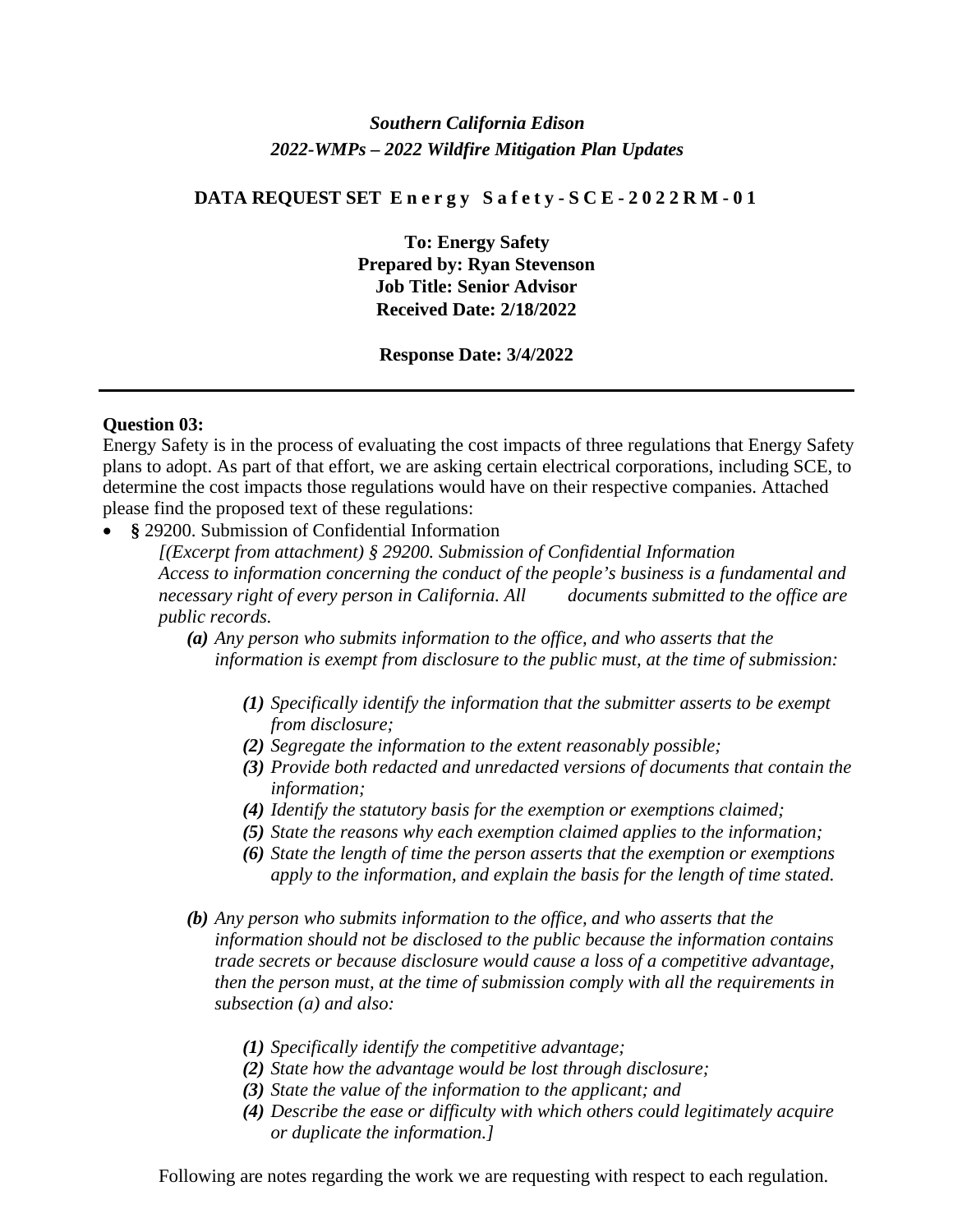*Southern California Edison*
*2022-WMPs – 2022 Wildfire Mitigation Plan Updates*

**DATA REQUEST SET Energy Safety-SCE-2022RM-01**

**To: Energy Safety**
**Prepared by: Ryan Stevenson**
**Job Title: Senior Advisor**
**Received Date: 2/18/2022**

**Response Date: 3/4/2022**

---

**Question 03:**

Energy Safety is in the process of evaluating the cost impacts of three regulations that Energy Safety plans to adopt. As part of that effort, we are asking certain electrical corporations, including SCE, to determine the cost impacts those regulations would have on their respective companies. Attached please find the proposed text of these regulations:

- **§** 29200. Submission of Confidential Information

  *[(Excerpt from attachment) § 29200. Submission of Confidential Information Access to information concerning the conduct of the people's business is a fundamental and necessary right of every person in California. All documents submitted to the office are public records.*

  - ***(a)*** *Any person who submits information to the office, and who asserts that the information is exempt from disclosure to the public must, at the time of submission:*
    - ***(1)*** *Specifically identify the information that the submitter asserts to be exempt from disclosure;*
    - ***(2)*** *Segregate the information to the extent reasonably possible;*
    - ***(3)*** *Provide both redacted and unredacted versions of documents that contain the information;*
    - ***(4)*** *Identify the statutory basis for the exemption or exemptions claimed;*
    - ***(5)*** *State the reasons why each exemption claimed applies to the information;*
    - ***(6)*** *State the length of time the person asserts that the exemption or exemptions apply to the information, and explain the basis for the length of time stated.*
  - ***(b)*** *Any person who submits information to the office, and who asserts that the information should not be disclosed to the public because the information contains trade secrets or because disclosure would cause a loss of a competitive advantage, then the person must, at the time of submission comply with all the requirements in subsection (a) and also:*
    - ***(1)*** *Specifically identify the competitive advantage;*
    - ***(2)*** *State how the advantage would be lost through disclosure;*
    - ***(3)*** *State the value of the information to the applicant; and*
    - ***(4)*** *Describe the ease or difficulty with which others could legitimately acquire or duplicate the information.]*

Following are notes regarding the work we are requesting with respect to each regulation.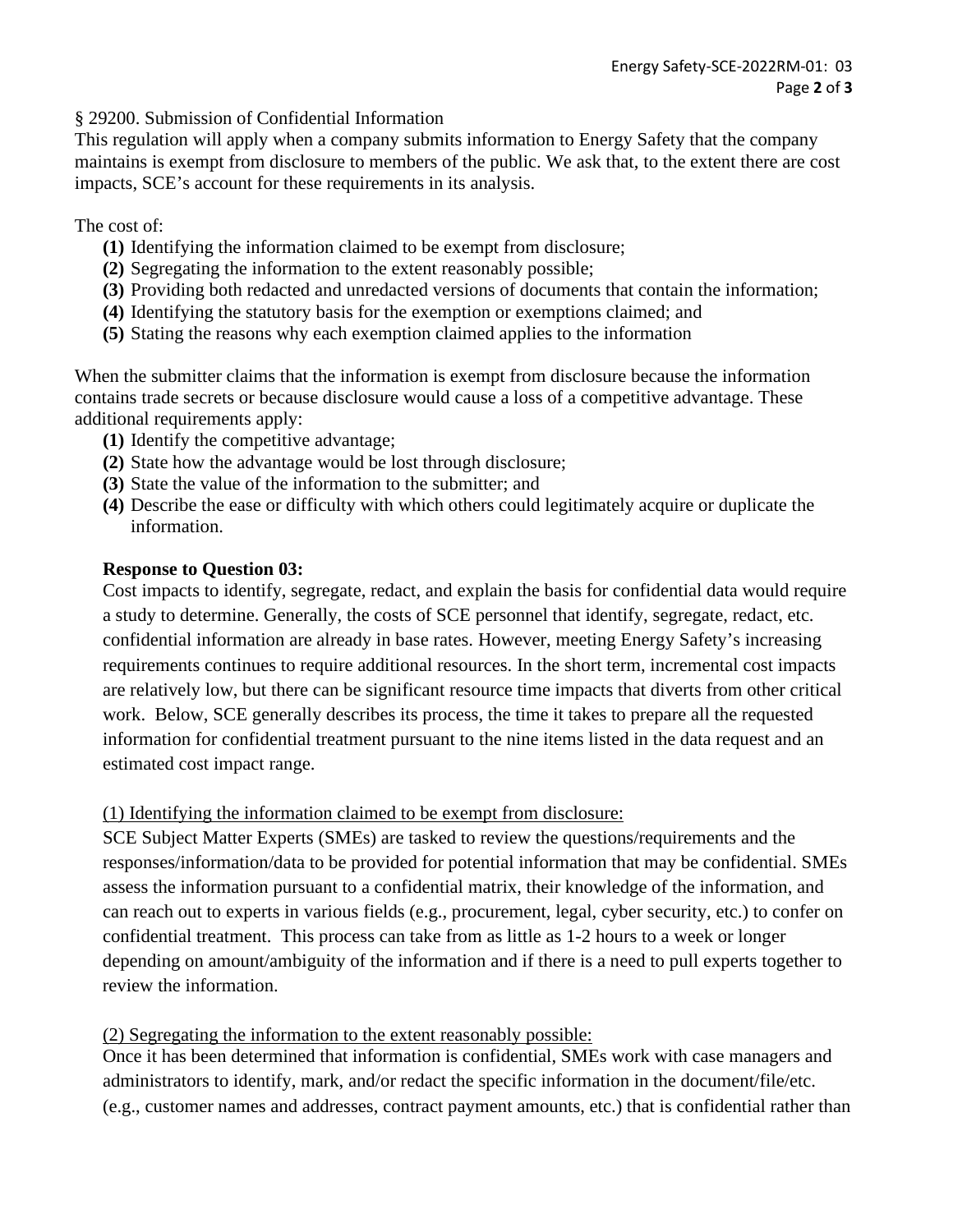§ 29200. Submission of Confidential Information

This regulation will apply when a company submits information to Energy Safety that the company maintains is exempt from disclosure to members of the public. We ask that, to the extent there are cost impacts, SCE's account for these requirements in its analysis.

The cost of:

**(1)** Identifying the information claimed to be exempt from disclosure;
**(2)** Segregating the information to the extent reasonably possible;
**(3)** Providing both redacted and unredacted versions of documents that contain the information;
**(4)** Identifying the statutory basis for the exemption or exemptions claimed; and
**(5)** Stating the reasons why each exemption claimed applies to the information

When the submitter claims that the information is exempt from disclosure because the information contains trade secrets or because disclosure would cause a loss of a competitive advantage. These additional requirements apply:

**(1)** Identify the competitive advantage;
**(2)** State how the advantage would be lost through disclosure;
**(3)** State the value of the information to the submitter; and
**(4)** Describe the ease or difficulty with which others could legitimately acquire or duplicate the information.

**Response to Question 03:**

Cost impacts to identify, segregate, redact, and explain the basis for confidential data would require a study to determine. Generally, the costs of SCE personnel that identify, segregate, redact, etc. confidential information are already in base rates. However, meeting Energy Safety's increasing requirements continues to require additional resources. In the short term, incremental cost impacts are relatively low, but there can be significant resource time impacts that diverts from other critical work. Below, SCE generally describes its process, the time it takes to prepare all the requested information for confidential treatment pursuant to the nine items listed in the data request and an estimated cost impact range.

<u>(1) Identifying the information claimed to be exempt from disclosure:</u>

SCE Subject Matter Experts (SMEs) are tasked to review the questions/requirements and the responses/information/data to be provided for potential information that may be confidential. SMEs assess the information pursuant to a confidential matrix, their knowledge of the information, and can reach out to experts in various fields (e.g., procurement, legal, cyber security, etc.) to confer on confidential treatment. This process can take from as little as 1-2 hours to a week or longer depending on amount/ambiguity of the information and if there is a need to pull experts together to review the information.

<u>(2) Segregating the information to the extent reasonably possible:</u>

Once it has been determined that information is confidential, SMEs work with case managers and administrators to identify, mark, and/or redact the specific information in the document/file/etc. (e.g., customer names and addresses, contract payment amounts, etc.) that is confidential rather than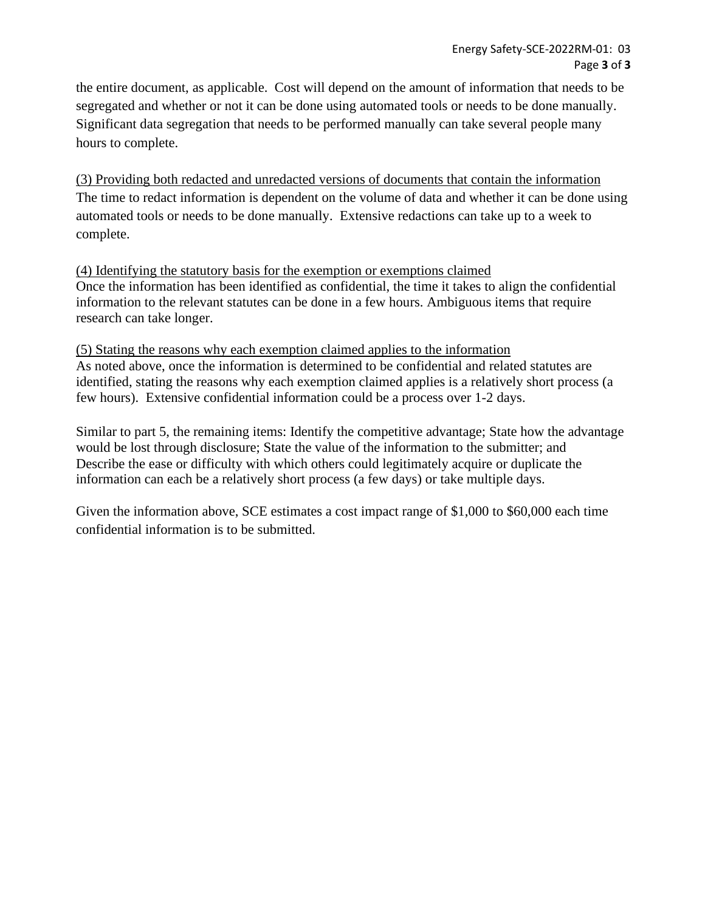the entire document, as applicable. Cost will depend on the amount of information that needs to be segregated and whether or not it can be done using automated tools or needs to be done manually. Significant data segregation that needs to be performed manually can take several people many hours to complete.

<u>(3) Providing both redacted and unredacted versions of documents that contain the information</u>
The time to redact information is dependent on the volume of data and whether it can be done using automated tools or needs to be done manually. Extensive redactions can take up to a week to complete.

<u>(4) Identifying the statutory basis for the exemption or exemptions claimed</u>
Once the information has been identified as confidential, the time it takes to align the confidential information to the relevant statutes can be done in a few hours. Ambiguous items that require research can take longer.

<u>(5) Stating the reasons why each exemption claimed applies to the information</u>
As noted above, once the information is determined to be confidential and related statutes are identified, stating the reasons why each exemption claimed applies is a relatively short process (a few hours). Extensive confidential information could be a process over 1-2 days.

Similar to part 5, the remaining items: Identify the competitive advantage; State how the advantage would be lost through disclosure; State the value of the information to the submitter; and Describe the ease or difficulty with which others could legitimately acquire or duplicate the information can each be a relatively short process (a few days) or take multiple days.

Given the information above, SCE estimates a cost impact range of $1,000 to $60,000 each time confidential information is to be submitted.